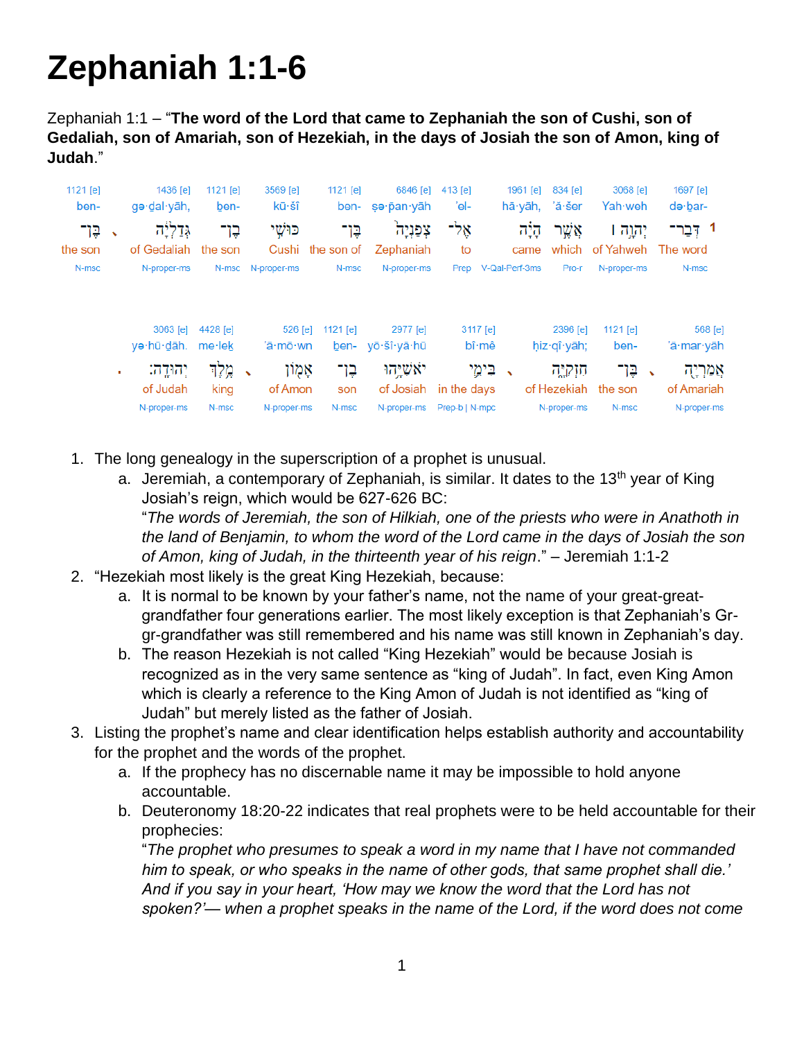# Zephaniah 1:1-6

Zephaniah 1:1 – "**The word of the Lord that came to Zephaniah the son of Cushi, son of Gedaliah, son of Amariah, son of Hezekiah, in the days of Josiah the son of Amon, king of Judah**."

1

| Strong's | Transliteration | Hebrew | English | Parsing |
|---|---|---|---|---|
| 1697 [e] | də·ḇar- | דְּבַר־ | The word | N-msc |
| 3068 [e] | Yah·weh | יְהוָ֗ה ׀ | of Yahweh | N-proper-ms |
| 834 [e] | ’ă·šer | אֲשֶׁ֣ר | which | Pro-r |
| 1961 [e] | hā·yāh, | הָיָ֗ה | came | V-Qal-Perf-3ms |
| 413 [e] | ’el- | אֶל־ | to | Prep |
| 6846 [e] | ṣə·p̄an·yāh | צְפַנְיָה֙ | Zephaniah | N-proper-ms |
| 1121 [e] | ben- | בֶּן־ | the son of | N-msc |
| 3569 [e] | kū·šî | כּוּשִׁ֣י | Cushi | N-proper-ms |
| 1121 [e] | ḇen- | בֶֽן־ | the son | N-msc |
| 1436 [e] | gə·ḏal·yāh, | גְּדַלְיָ֔ה | of Gedaliah | N-proper-ms |
| 1121 [e] | ben- | בֶּן־ | the son | N-msc |
| 568 [e] | ’ă·mar·yāh | אֲמַרְיָ֖ה | of Amariah | N-proper-ms |
| 1121 [e] | ben- | בֶּן־ | the son | N-msc |
| 2396 [e] | ḥiz·qî·yāh; | חִזְקִיָּ֑ה | of Hezekiah | N-proper-ms |
| 3117 [e] | bî·mê | בִּימֵ֛י | in the days | Prep-b \| N-mpc |
| 2977 [e] | yō·šî·yā·hū | יֹאשִׁיָּ֥הוּ | of Josiah | N-proper-ms |
| 1121 [e] | ḇen- | בֶן־ | son | N-msc |
| 526 [e] | ’ā·mō·wn | אָמ֖וֹן | of Amon | N-proper-ms |
| 4428 [e] | me·leḵ | מֶ֥לֶךְ | king | N-msc |
| 3063 [e] | yə·hū·ḏāh. | יְהוּדָֽה׃ | of Judah | N-proper-ms |

1. The long genealogy in the superscription of a prophet is unusual.
   a. Jeremiah, a contemporary of Zephaniah, is similar. It dates to the 13th year of King Josiah's reign, which would be 627-626 BC:
   "*The words of Jeremiah, the son of Hilkiah, one of the priests who were in Anathoth in the land of Benjamin, to whom the word of the Lord came in the days of Josiah the son of Amon, king of Judah, in the thirteenth year of his reign*." – Jeremiah 1:1-2
2. "Hezekiah most likely is the great King Hezekiah, because:
   a. It is normal to be known by your father's name, not the name of your great-great-grandfather four generations earlier. The most likely exception is that Zephaniah's Gr-gr-grandfather was still remembered and his name was still known in Zephaniah's day.
   b. The reason Hezekiah is not called "King Hezekiah" would be because Josiah is recognized as in the very same sentence as "king of Judah". In fact, even King Amon which is clearly a reference to the King Amon of Judah is not identified as "king of Judah" but merely listed as the father of Josiah.
3. Listing the prophet's name and clear identification helps establish authority and accountability for the prophet and the words of the prophet.
   a. If the prophecy has no discernable name it may be impossible to hold anyone accountable.
   b. Deuteronomy 18:20-22 indicates that real prophets were to be held accountable for their prophecies:
   "*The prophet who presumes to speak a word in my name that I have not commanded him to speak, or who speaks in the name of other gods, that same prophet shall die.' And if you say in your heart, 'How may we know the word that the Lord has not spoken?'— when a prophet speaks in the name of the Lord, if the word does not come*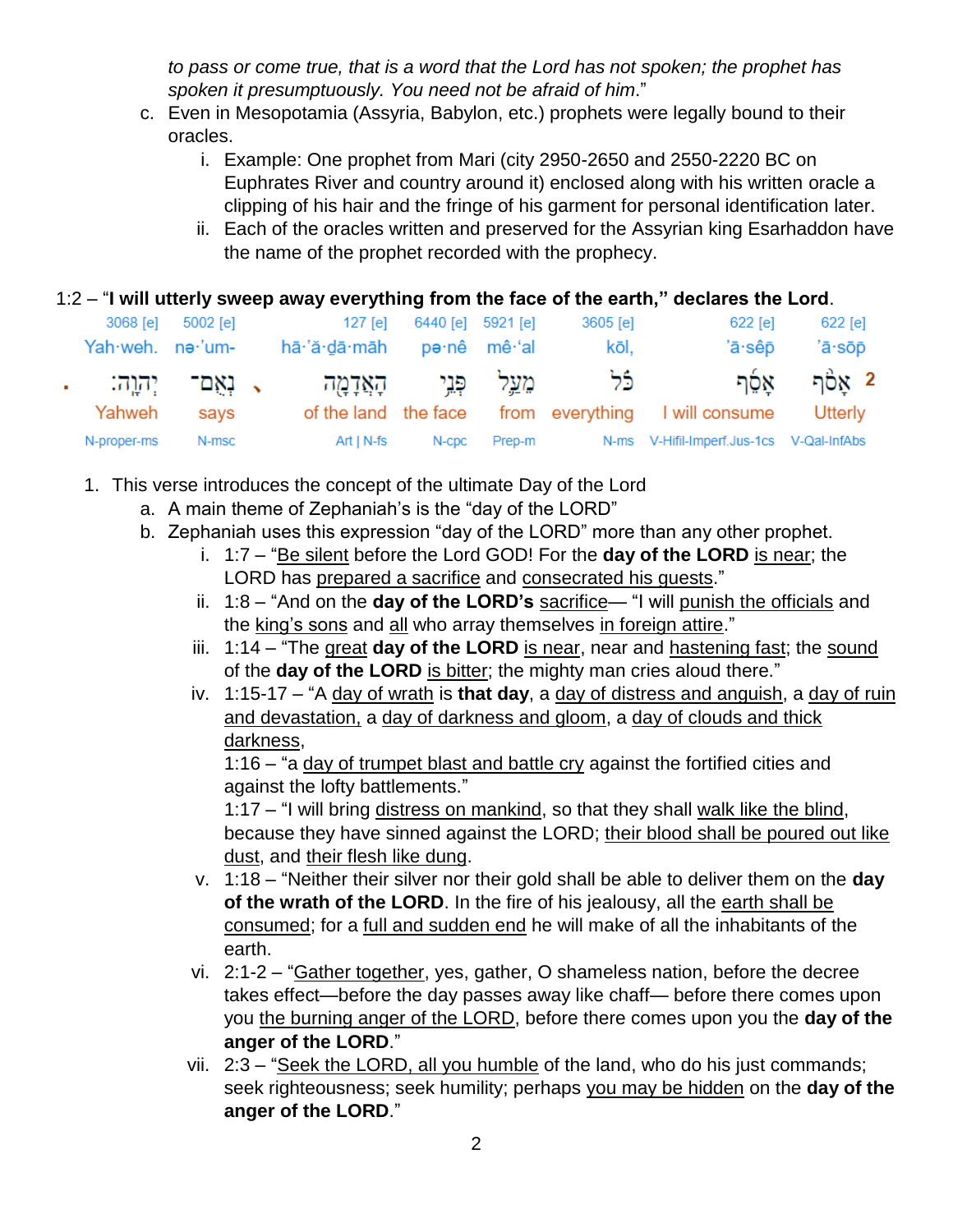*to pass or come true, that is a word that the Lord has not spoken; the prophet has spoken it presumptuously. You need not be afraid of him.*"

c. Even in Mesopotamia (Assyria, Babylon, etc.) prophets were legally bound to their oracles.
   i. Example: One prophet from Mari (city 2950-2650 and 2550-2220 BC on Euphrates River and country around it) enclosed along with his written oracle a clipping of his hair and the fringe of his garment for personal identification later.
   ii. Each of the oracles written and preserved for the Assyrian king Esarhaddon have the name of the prophet recorded with the prophecy.

1:2 – "**I will utterly sweep away everything from the face of the earth," declares the Lord**.

| 2 | | | | | | | | |
|---|---|---|---|---|---|---|---|---|
| 622 [e] | 622 [e] | 3605 [e] | 5921 [e] | 6440 [e] | 127 [e] | 5002 [e] | 3068 [e] | |
| 'ā·sōp | 'ā·sêp | kōl, | mê·'al | pə·nê | hā·'ă·dā·māh | nə·'um- | Yah·weh. | |
| אָסֹף | אָסֵף | כֹּל | מֵעַל | פְּנֵי | הָאֲדָמָה ، | נְאֻם־ | יְהוָה׃ | . |
| Utterly | I will consume | everything | from | the face | of the land | says | Yahweh | |
| V-Qal-InfAbs | V-Hifil-Imperf.Jus-1cs | N-ms | Prep-m | N-cpc | Art \| N-fs | N-msc | N-proper-ms | |

1. This verse introduces the concept of the ultimate Day of the Lord
   a. A main theme of Zephaniah's is the "day of the LORD"
   b. Zephaniah uses this expression "day of the LORD" more than any other prophet.
      i. 1:7 – "<u>Be silent</u> before the Lord GOD! For the **day of the LORD** <u>is near</u>; the LORD has <u>prepared a sacrifice</u> and <u>consecrated his guests</u>."
      ii. 1:8 – "And on the **day of the LORD's** <u>sacrifice</u>— "I will <u>punish the officials</u> and the <u>king's sons</u> and <u>all</u> who array themselves <u>in foreign attire</u>."
      iii. 1:14 – "The <u>great</u> **day of the LORD** <u>is near</u>, near and <u>hastening fast</u>; the <u>sound</u> of the **day of the LORD** <u>is bitter</u>; the mighty man cries aloud there."
      iv. 1:15-17 – "A <u>day of wrath</u> is **that day**, a <u>day of distress and anguish</u>, a <u>day of ruin and devastation,</u> a <u>day of darkness and gloom</u>, a <u>day of clouds and thick darkness</u>,
      1:16 – "a <u>day of trumpet blast and battle cry</u> against the fortified cities and against the lofty battlements."
      1:17 – "I will bring <u>distress on mankind</u>, so that they shall <u>walk like the blind</u>, because they have sinned against the LORD; <u>their blood shall be poured out like dust</u>, and <u>their flesh like dung</u>.
      v. 1:18 – "Neither their silver nor their gold shall be able to deliver them on the **day of the wrath of the LORD**. In the fire of his jealousy, all the <u>earth shall be consumed</u>; for a <u>full and sudden end</u> he will make of all the inhabitants of the earth.
      vi. 2:1-2 – "<u>Gather together</u>, yes, gather, O shameless nation, before the decree takes effect—before the day passes away like chaff— before there comes upon you <u>the burning anger of the LORD</u>, before there comes upon you the **day of the anger of the LORD**."
      vii. 2:3 – "<u>Seek the LORD, all you humble</u> of the land, who do his just commands; seek righteousness; seek humility; perhaps <u>you may be hidden</u> on the **day of the anger of the LORD**."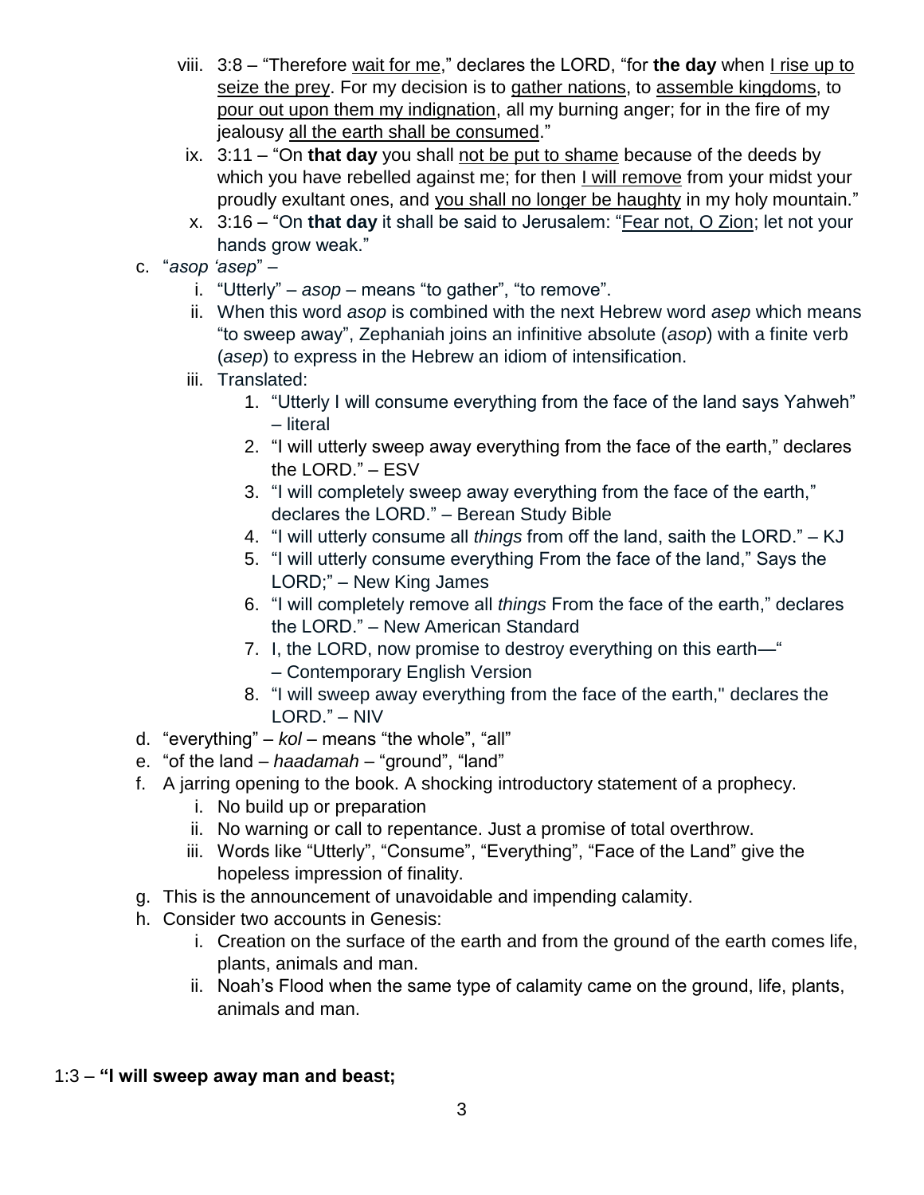viii. 3:8 – "Therefore <u>wait for me</u>," declares the LORD, "for **the day** when <u>I rise up to seize the prey</u>. For my decision is to <u>gather nations</u>, to <u>assemble kingdoms</u>, to <u>pour out upon them my indignation</u>, all my burning anger; for in the fire of my jealousy <u>all the earth shall be consumed</u>."

   ix. 3:11 – "On **that day** you shall <u>not be put to shame</u> because of the deeds by which you have rebelled against me; for then <u>I will remove</u> from your midst your proudly exultant ones, and <u>you shall no longer be haughty</u> in my holy mountain."

   x. 3:16 – "On **that day** it shall be said to Jerusalem: "<u>Fear not, O Zion</u>; let not your hands grow weak."

c. "*asop 'asep*" –
   i. "Utterly" – *asop* – means "to gather", "to remove".
   ii. When this word *asop* is combined with the next Hebrew word *asep* which means "to sweep away", Zephaniah joins an infinitive absolute (*asop*) with a finite verb (*asep*) to express in the Hebrew an idiom of intensification.
   iii. Translated:
      1. "Utterly I will consume everything from the face of the land says Yahweh" – literal
      2. "I will utterly sweep away everything from the face of the earth," declares the LORD." – ESV
      3. "I will completely sweep away everything from the face of the earth," declares the LORD." – Berean Study Bible
      4. "I will utterly consume all *things* from off the land, saith the LORD." – KJ
      5. "I will utterly consume everything From the face of the land," Says the LORD;" – New King James
      6. "I will completely remove all *things* From the face of the earth," declares the LORD." – New American Standard
      7. I, the LORD, now promise to destroy everything on this earth—"
         – Contemporary English Version
      8. "I will sweep away everything from the face of the earth," declares the LORD." – NIV

d. "everything" – *kol* – means "the whole", "all"

e. "of the land – *haadamah* – "ground", "land"

f. A jarring opening to the book. A shocking introductory statement of a prophecy.
   i. No build up or preparation
   ii. No warning or call to repentance. Just a promise of total overthrow.
   iii. Words like "Utterly", "Consume", "Everything", "Face of the Land" give the hopeless impression of finality.

g. This is the announcement of unavoidable and impending calamity.

h. Consider two accounts in Genesis:
   i. Creation on the surface of the earth and from the ground of the earth comes life, plants, animals and man.
   ii. Noah's Flood when the same type of calamity came on the ground, life, plants, animals and man.

1:3 – **"I will sweep away man and beast;**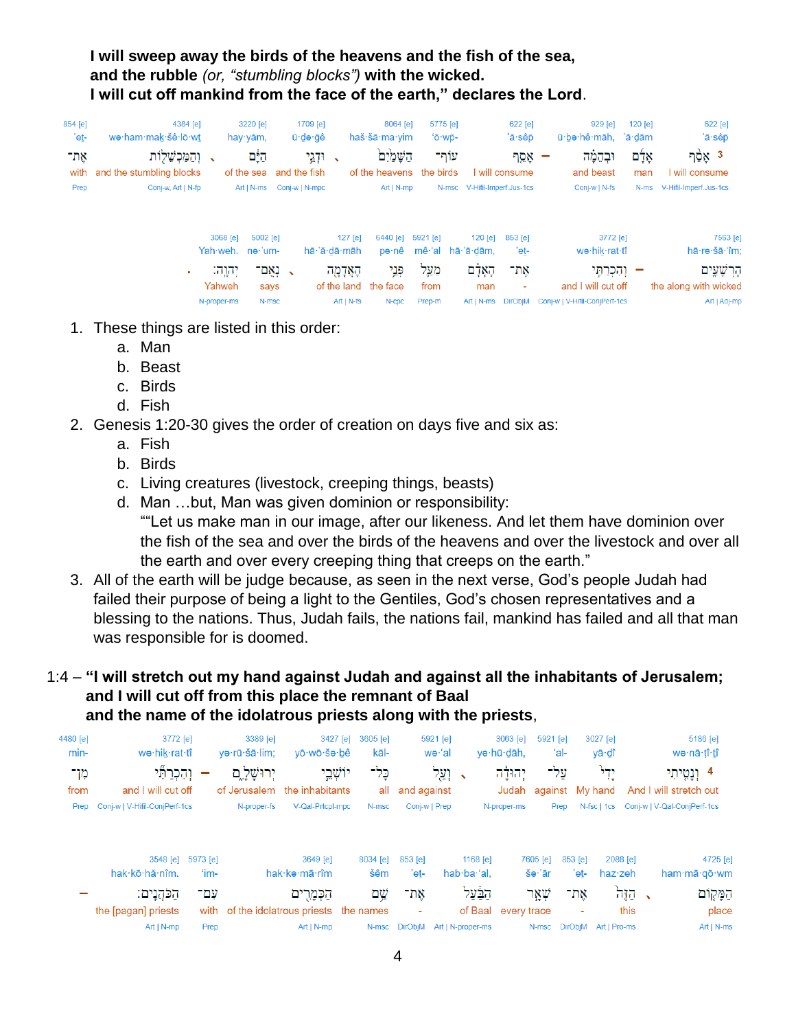**I will sweep away the birds of the heavens and the fish of the sea,**
**and the rubble** *(or, "stumbling blocks")* **with the wicked.**
**I will cut off mankind from the face of the earth," declares the Lord**.

| 854 [e] | 4384 [e] | 3220 [e] | 1709 [e] | 8064 [e] | 5775 [e] | 622 [e] | 929 [e] | 120 [e] | 622 [e] |
|---|---|---|---|---|---|---|---|---|---|
| 'et- | wə·ham·maḵ·šê·lō·wt | hay·yām, | ū·ḏə·ḡê | haš·šā·ma·yim | 'ō·wp- | 'ā·sêp | ū·ḇə·hê·māh, | 'ā·ḏām | 'ā·sêp |
| אֶת־ | וְהַמַּכְשֵׁל֖וֹת | הַיָּ֔ם | וּדְגֵ֣י | הַשָּׁמַ֙יִם֙ | עֽוֹף־ | אָסֵ֤ף | וּבְהֵמָ֗ה | אָדָ֣ם | 3 אָ֠סֵף |
| with | and the stumbling blocks | of the sea | and the fish | of the heavens | the birds | I will consume | and beast | man | I will consume |
| Prep | Conj-w, Art \| N-fp | Art \| N-ms | Conj-w \| N-mpc | Art \| N-mp | N-msc | V-Hifil-Imperf.Jus-1cs | Conj-w \| N-fs | N-ms | V-Hifil-Imperf.Jus-1cs |

| 3068 [e] | 5002 [e] | 127 [e] | 6440 [e] | 5921 [e] | 120 [e] | 853 [e] | 3772 [e] | 7563 [e] |
|---|---|---|---|---|---|---|---|---|
| Yah·weh. | nə·'um- | hā·'ă·ḏā·māh | pə·nê | mê·'al | hā·'ā·ḏām, | 'eṯ- | wə·hiḵ·rat·tî | hā·rə·šā·'îm; |
| יְהוָֽה׃ | נְאֻם־ | הָאֲדָמָ֖ה | פְּנֵ֣י | מֵעַ֛ל | הָאָדָ֗ם | אֶת־ | וְהִכְרַתִּ֣י | הָרְשָׁעִ֑ים |
| Yahweh | says | of the land | the face | from | man | - | and I will cut off | the along with wicked |
| N-proper-ms | N-msc | Art \| N-fs | N-cpc | Prep-m | Art \| N-ms | DirObjM | Conj-w \| V-Hifil-ConjPerf-1cs | Art \| Adj-mp |

1. These things are listed in this order:
   a. Man
   b. Beast
   c. Birds
   d. Fish
2. Genesis 1:20-30 gives the order of creation on days five and six as:
   a. Fish
   b. Birds
   c. Living creatures (livestock, creeping things, beasts)
   d. Man …but, Man was given dominion or responsibility:
      ""Let us make man in our image, after our likeness. And let them have dominion over the fish of the sea and over the birds of the heavens and over the livestock and over all the earth and over every creeping thing that creeps on the earth."
3. All of the earth will be judge because, as seen in the next verse, God's people Judah had failed their purpose of being a light to the Gentiles, God's chosen representatives and a blessing to the nations. Thus, Judah fails, the nations fail, mankind has failed and all that man was responsible for is doomed.

1:4 – **"I will stretch out my hand against Judah and against all the inhabitants of Jerusalem;**
**and I will cut off from this place the remnant of Baal**
**and the name of the idolatrous priests along with the priests**,

| 4480 [e] | 3772 [e] | 3389 [e] | 3427 [e] | 3605 [e] | 5921 [e] | 3063 [e] | 5921 [e] | 3027 [e] | 5186 [e] |
|---|---|---|---|---|---|---|---|---|---|
| min- | wə·hiḵ·rat·tî | yə·rū·šā·lim; | yō·wō·šə·ḇê | kāl- | wə·'al | yə·hū·ḏāh, | 'al- | yā·ḏî | wə·nā·ṭî·ṯî |
| מִן־ | וְהִכְרַתִּ֞י | יְרוּשָׁלִָ֑ם | יוֹשְׁבֵ֣י | כָּל־ | וְעַ֖ל | יְהוּדָ֔ה | עַל־ | יָדִי֙ | 4 וְנָטִ֤יתִי |
| from | and I will cut off | of Jerusalem | the inhabitants | all | and against | Judah | against | My hand | And I will stretch out |
| Prep | Conj-w \| V-Hifil-ConjPerf-1cs | N-proper-fs | V-Qal-Prtcpl-mpc | N-msc | Conj-w \| Prep | N-proper-ms | Prep | N-fsc \| 1cs | Conj-w \| V-Qal-ConjPerf-1cs |

| 3548 [e] | 5973 [e] | 3649 [e] | 8034 [e] | 853 [e] | 1168 [e] | 7605 [e] | 853 [e] | 2088 [e] | 4725 [e] |
|---|---|---|---|---|---|---|---|---|---|
| hak·kō·hă·nîm. | 'im- | hak·kə·mā·rîm | šêm | 'eṯ- | hab·ba·'al, | šə·'ār | 'eṯ- | haz·zeh | ham·mā·qō·wm |
| הַכֹּהֲנִֽים׃ | עִם־ | הַכְּמָרִ֖ים | שֵׁ֥ם | אֶת־ | הַבַּ֙עַל֙ | שְׁאָ֤ר | אֶת־ | הַזֶּה֙ | הַמָּק֤וֹם |
| the [pagan] priests | with | of the idolatrous priests | the names | - | of Baal | every trace | - | this | place |
| Art \| N-mp | Prep | Art \| N-mp | N-msc | DirObjM | Art \| N-proper-ms | N-msc | DirObjM | Art \| Pro-ms | Art \| N-ms |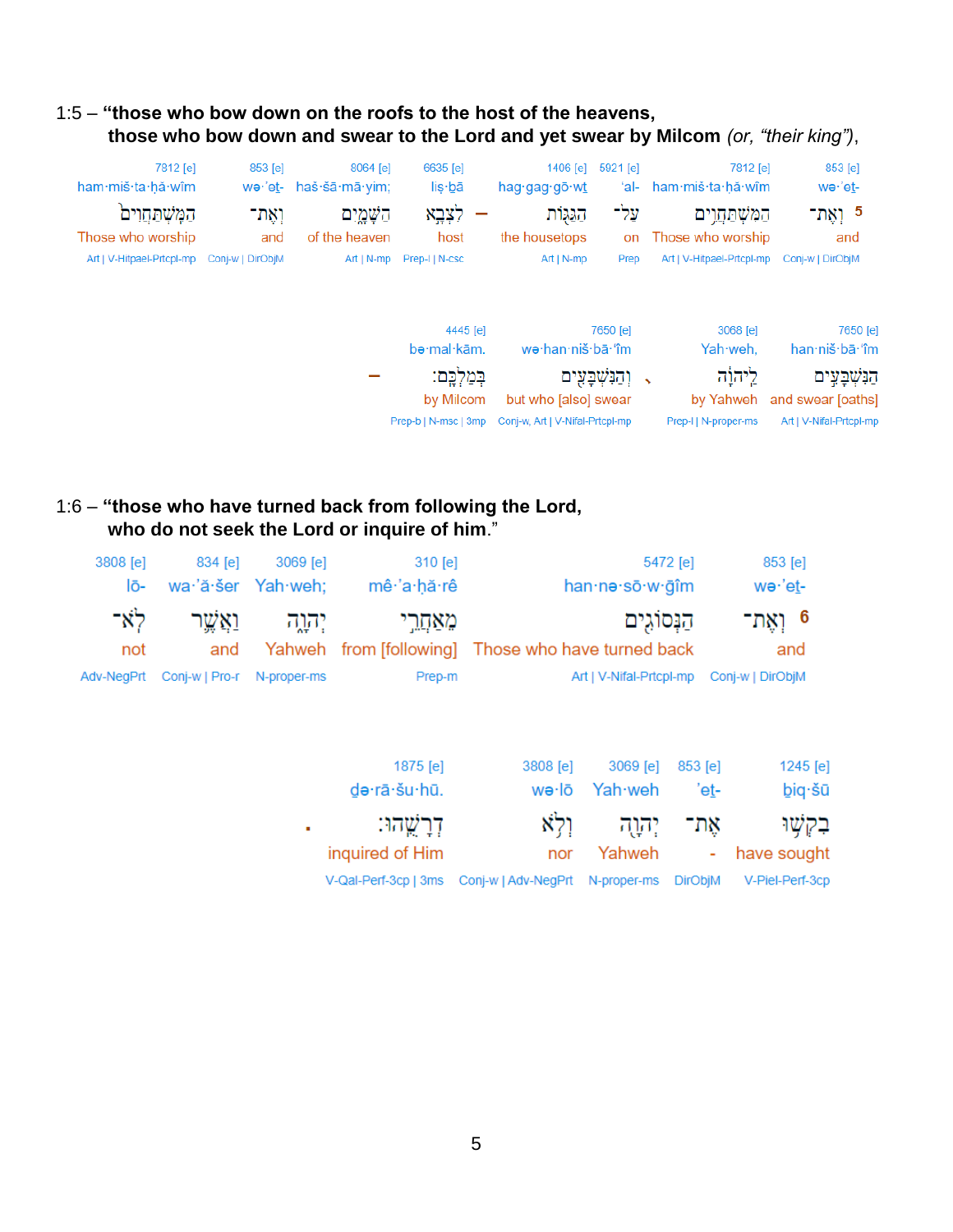1:5 – **"those who bow down on the roofs to the host of the heavens, those who bow down and swear to the Lord and yet swear by Milcom** *(or, "their king")*,

| | | | | | | | |
|---|---|---|---|---|---|---|---|
| 7812 [e] | 853 [e] | 8064 [e] | 6635 [e] | 1406 [e] | 5921 [e] | 7812 [e] | 853 [e] |
| ham·miš·ta·ḥă·wîm | wə·'eṯ- | haš·šā·mā·yim; | liṣ·ḇā | hag·gag·gō·wṯ | 'al- | ham·miš·ta·ḥă·wîm | wə·'eṯ- |
| הַמִּשְׁתַּחֲוִים | וְאֶת־ | הַשָּׁמָ֑יִם | לִצְבָ֣א – | הַגַּגּ֖וֹת | עַל־ | הַמִּשְׁתַּחֲוִ֥ים | 5 וְאֶת־ |
| Those who worship | and | of the heaven | host | the housetops | on | Those who worship | and |
| Art \| V-Hitpael-Prtcpl-mp | Conj-w \| DirObjM | Art \| N-mp | Prep-l \| N-csc | Art \| N-mp | Prep | Art \| V-Hitpael-Prtcpl-mp | Conj-w \| DirObjM |

| | | | |
|---|---|---|---|
| 4445 [e] | 7650 [e] | 3068 [e] | 7650 [e] |
| bə·mal·kām. | wə·han·niš·bā·'îm | Yah·weh, | han·niš·bā·'îm |
| – בְּמַלְכָּֽם׃ | וְהַנִּשְׁבָּעִ֖ים ، | לַֽיהוָ֔ה | הַנִּשְׁבָּעִ֣ים |
| by Milcom | but who [also] swear | by Yahweh | and swear [oaths] |
| Prep-b \| N-msc \| 3mp | Conj-w, Art \| V-Nifal-Prtcpl-mp | Prep-l \| N-proper-ms | Art \| V-Nifal-Prtcpl-mp |

1:6 – **"those who have turned back from following the Lord, who do not seek the Lord or inquire of him."**

| | | | | | |
|---|---|---|---|---|---|
| 3808 [e] | 834 [e] | 3069 [e] | 310 [e] | 5472 [e] | 853 [e] |
| lō- | wa·'ă·šer | Yah·weh; | mê·'a·ḥă·rê | han·nə·sō·w·ḡîm | wə·'eṯ- |
| לֹא־ | וַאֲשֶׁ֧ר | יְהוָ֑ה | מֵאַחֲרֵ֣י | הַנְּסוֹגִ֖ים | 6 וְאֶת־ |
| not | and | Yahweh | from [following] | Those who have turned back | and |
| Adv-NegPrt | Conj-w \| Pro-r | N-proper-ms | Prep-m | Art \| V-Nifal-Prtcpl-mp | Conj-w \| DirObjM |

| | | | | |
|---|---|---|---|---|
| 1875 [e] | 3808 [e] | 3069 [e] | 853 [e] | 1245 [e] |
| də·rā·šu·hū. | wə·lō | Yah·weh | 'eṯ- | ḇiq·šū |
| . דְרָשֻֽׁהוּ׃ | וְלֹ֥א | יְהוָ֖ה | אֶת־ | בִקְשׁ֥וּ |
| inquired of Him | nor | Yahweh | - | have sought |
| V-Qal-Perf-3cp \| 3ms | Conj-w \| Adv-NegPrt | N-proper-ms | DirObjM | V-Piel-Perf-3cp |